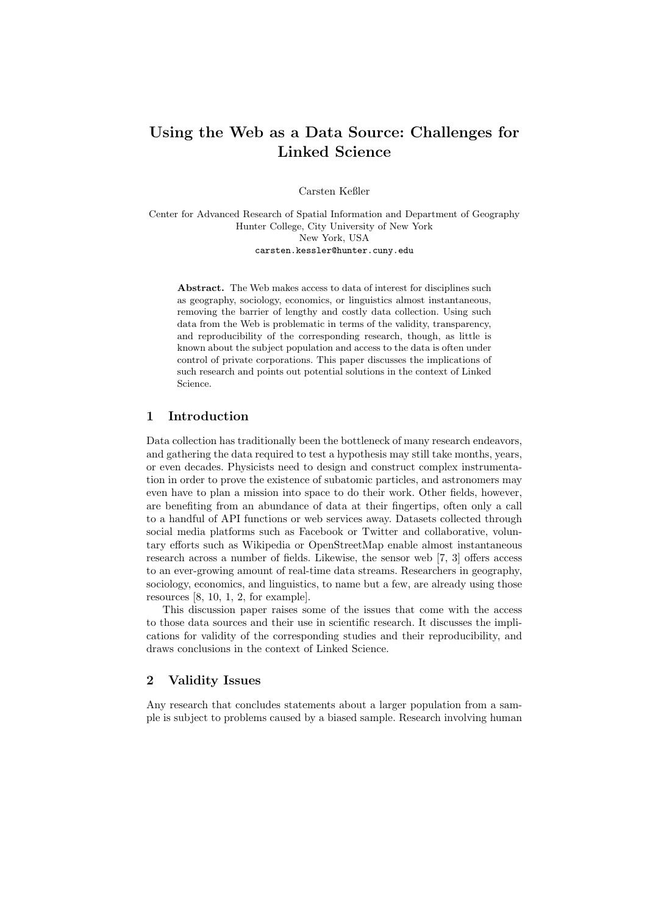# Using the Web as a Data Source: Challenges for Linked Science

Carsten Keßler

Center for Advanced Research of Spatial Information and Department of Geography
Hunter College, City University of New York
New York, USA
carsten.kessler@hunter.cuny.edu

**Abstract.** The Web makes access to data of interest for disciplines such as geography, sociology, economics, or linguistics almost instantaneous, removing the barrier of lengthy and costly data collection. Using such data from the Web is problematic in terms of the validity, transparency, and reproducibility of the corresponding research, though, as little is known about the subject population and access to the data is often under control of private corporations. This paper discusses the implications of such research and points out potential solutions in the context of Linked Science.

## 1 Introduction

Data collection has traditionally been the bottleneck of many research endeavors, and gathering the data required to test a hypothesis may still take months, years, or even decades. Physicists need to design and construct complex instrumentation in order to prove the existence of subatomic particles, and astronomers may even have to plan a mission into space to do their work. Other fields, however, are benefiting from an abundance of data at their fingertips, often only a call to a handful of API functions or web services away. Datasets collected through social media platforms such as Facebook or Twitter and collaborative, voluntary efforts such as Wikipedia or OpenStreetMap enable almost instantaneous research across a number of fields. Likewise, the sensor web [7, 3] offers access to an ever-growing amount of real-time data streams. Researchers in geography, sociology, economics, and linguistics, to name but a few, are already using those resources [8, 10, 1, 2, for example].

This discussion paper raises some of the issues that come with the access to those data sources and their use in scientific research. It discusses the implications for validity of the corresponding studies and their reproducibility, and draws conclusions in the context of Linked Science.

## 2 Validity Issues

Any research that concludes statements about a larger population from a sample is subject to problems caused by a biased sample. Research involving human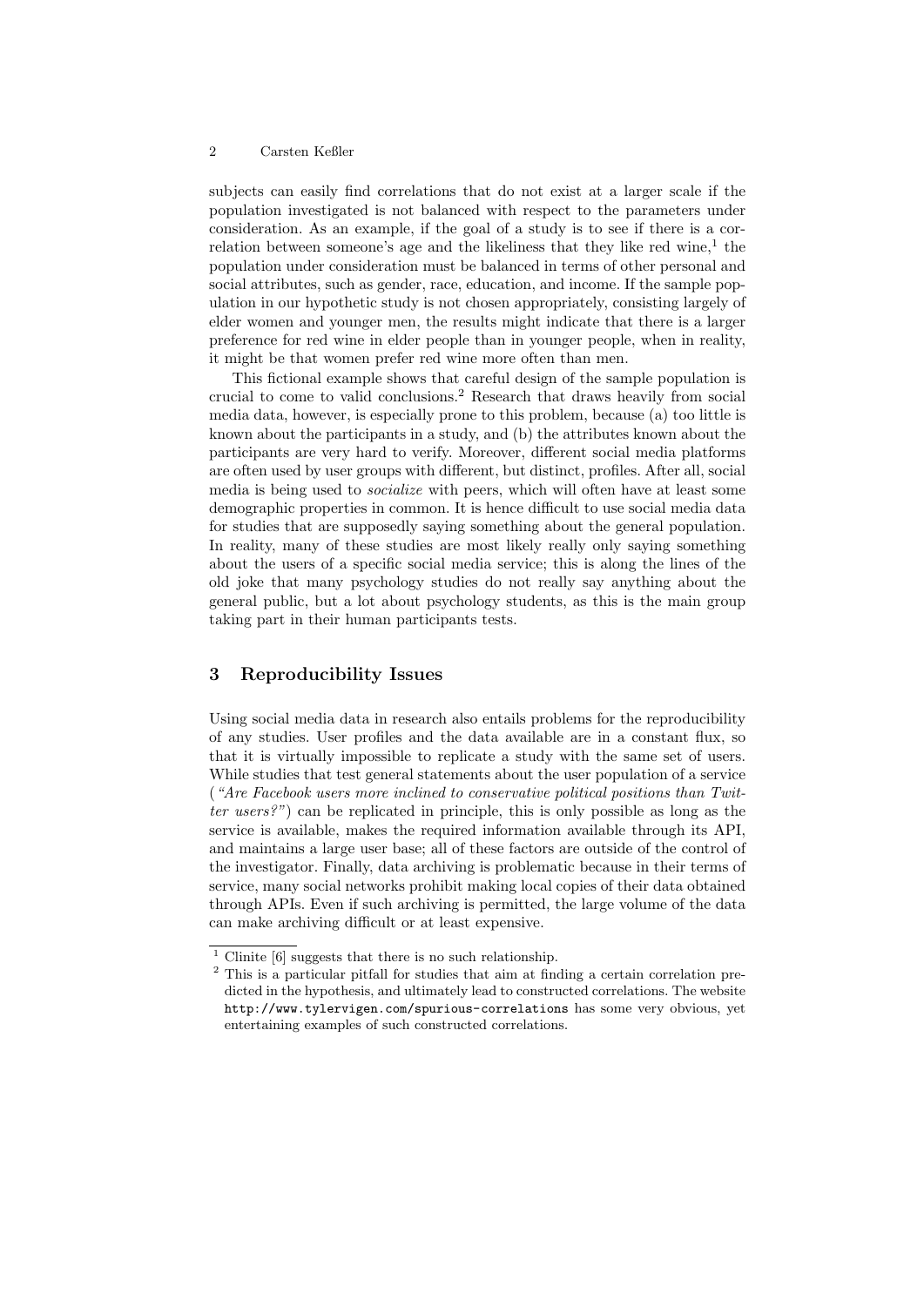subjects can easily find correlations that do not exist at a larger scale if the population investigated is not balanced with respect to the parameters under consideration. As an example, if the goal of a study is to see if there is a correlation between someone's age and the likeliness that they like red wine,[1] the population under consideration must be balanced in terms of other personal and social attributes, such as gender, race, education, and income. If the sample population in our hypothetic study is not chosen appropriately, consisting largely of elder women and younger men, the results might indicate that there is a larger preference for red wine in elder people than in younger people, when in reality, it might be that women prefer red wine more often than men.

This fictional example shows that careful design of the sample population is crucial to come to valid conclusions.[2] Research that draws heavily from social media data, however, is especially prone to this problem, because (a) too little is known about the participants in a study, and (b) the attributes known about the participants are very hard to verify. Moreover, different social media platforms are often used by user groups with different, but distinct, profiles. After all, social media is being used to *socialize* with peers, which will often have at least some demographic properties in common. It is hence difficult to use social media data for studies that are supposedly saying something about the general population. In reality, many of these studies are most likely really only saying something about the users of a specific social media service; this is along the lines of the old joke that many psychology studies do not really say anything about the general public, but a lot about psychology students, as this is the main group taking part in their human participants tests.

## 3 Reproducibility Issues

Using social media data in research also entails problems for the reproducibility of any studies. User profiles and the data available are in a constant flux, so that it is virtually impossible to replicate a study with the same set of users. While studies that test general statements about the user population of a service (*"Are Facebook users more inclined to conservative political positions than Twitter users?"*) can be replicated in principle, this is only possible as long as the service is available, makes the required information available through its API, and maintains a large user base; all of these factors are outside of the control of the investigator. Finally, data archiving is problematic because in their terms of service, many social networks prohibit making local copies of their data obtained through APIs. Even if such archiving is permitted, the large volume of the data can make archiving difficult or at least expensive.

---

[1] Clinite [6] suggests that there is no such relationship.

[2] This is a particular pitfall for studies that aim at finding a certain correlation predicted in the hypothesis, and ultimately lead to constructed correlations. The website `http://www.tylervigen.com/spurious-correlations` has some very obvious, yet entertaining examples of such constructed correlations.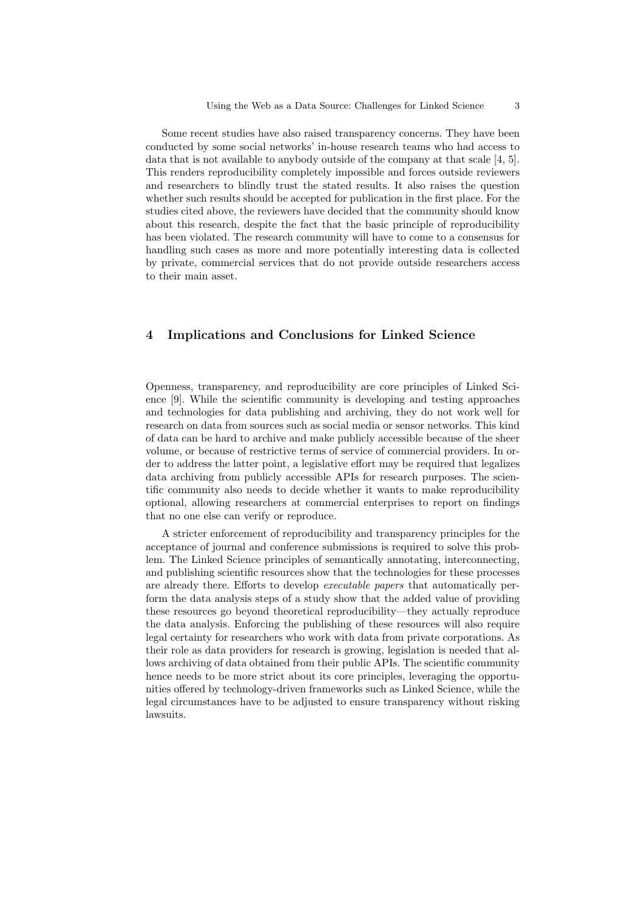Some recent studies have also raised transparency concerns. They have been conducted by some social networks' in-house research teams who had access to data that is not available to anybody outside of the company at that scale [4, 5]. This renders reproducibility completely impossible and forces outside reviewers and researchers to blindly trust the stated results. It also raises the question whether such results should be accepted for publication in the first place. For the studies cited above, the reviewers have decided that the community should know about this research, despite the fact that the basic principle of reproducibility has been violated. The research community will have to come to a consensus for handling such cases as more and more potentially interesting data is collected by private, commercial services that do not provide outside researchers access to their main asset.

## 4 Implications and Conclusions for Linked Science

Openness, transparency, and reproducibility are core principles of Linked Science [9]. While the scientific community is developing and testing approaches and technologies for data publishing and archiving, they do not work well for research on data from sources such as social media or sensor networks. This kind of data can be hard to archive and make publicly accessible because of the sheer volume, or because of restrictive terms of service of commercial providers. In order to address the latter point, a legislative effort may be required that legalizes data archiving from publicly accessible APIs for research purposes. The scientific community also needs to decide whether it wants to make reproducibility optional, allowing researchers at commercial enterprises to report on findings that no one else can verify or reproduce.

A stricter enforcement of reproducibility and transparency principles for the acceptance of journal and conference submissions is required to solve this problem. The Linked Science principles of semantically annotating, interconnecting, and publishing scientific resources show that the technologies for these processes are already there. Efforts to develop *executable papers* that automatically perform the data analysis steps of a study show that the added value of providing these resources go beyond theoretical reproducibility—they actually reproduce the data analysis. Enforcing the publishing of these resources will also require legal certainty for researchers who work with data from private corporations. As their role as data providers for research is growing, legislation is needed that allows archiving of data obtained from their public APIs. The scientific community hence needs to be more strict about its core principles, leveraging the opportunities offered by technology-driven frameworks such as Linked Science, while the legal circumstances have to be adjusted to ensure transparency without risking lawsuits.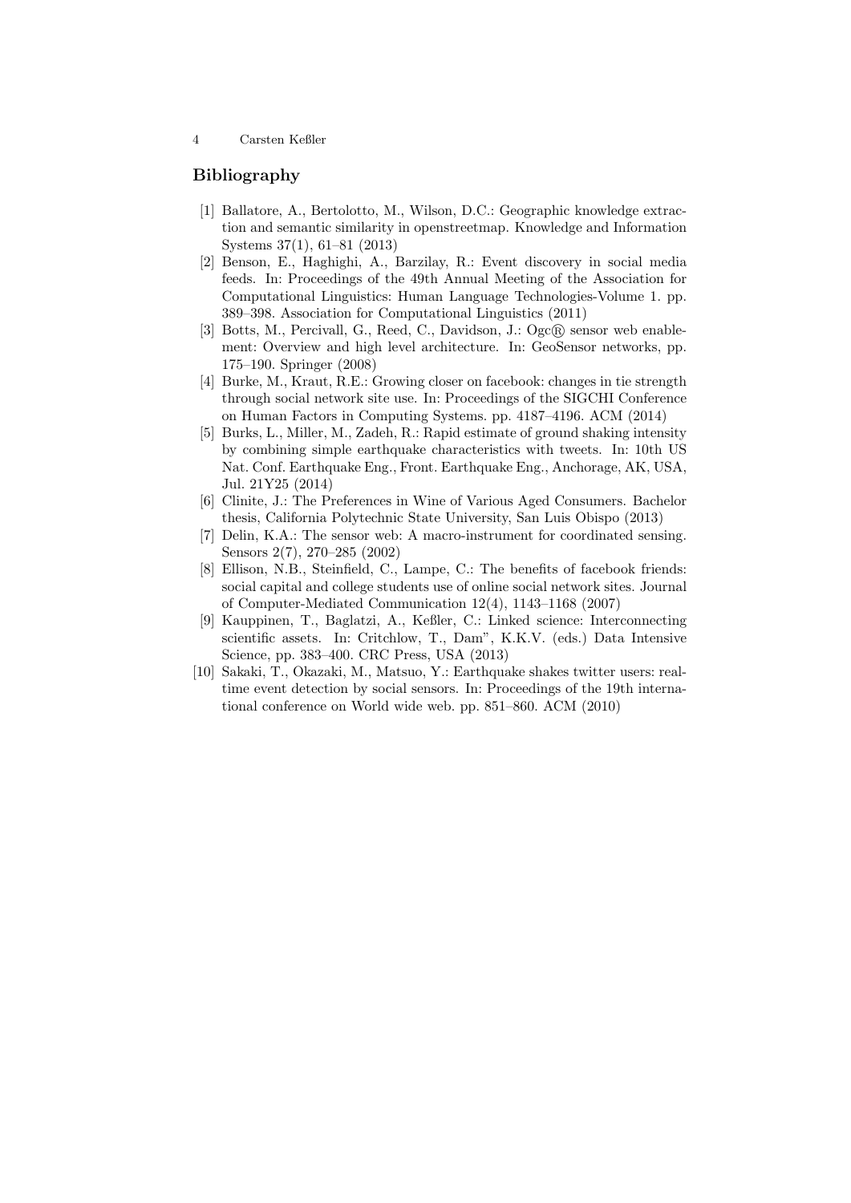## Bibliography

[1] Ballatore, A., Bertolotto, M., Wilson, D.C.: Geographic knowledge extraction and semantic similarity in openstreetmap. Knowledge and Information Systems 37(1), 61–81 (2013)

[2] Benson, E., Haghighi, A., Barzilay, R.: Event discovery in social media feeds. In: Proceedings of the 49th Annual Meeting of the Association for Computational Linguistics: Human Language Technologies-Volume 1. pp. 389–398. Association for Computational Linguistics (2011)

[3] Botts, M., Percivall, G., Reed, C., Davidson, J.: Ogc® sensor web enablement: Overview and high level architecture. In: GeoSensor networks, pp. 175–190. Springer (2008)

[4] Burke, M., Kraut, R.E.: Growing closer on facebook: changes in tie strength through social network site use. In: Proceedings of the SIGCHI Conference on Human Factors in Computing Systems. pp. 4187–4196. ACM (2014)

[5] Burks, L., Miller, M., Zadeh, R.: Rapid estimate of ground shaking intensity by combining simple earthquake characteristics with tweets. In: 10th US Nat. Conf. Earthquake Eng., Front. Earthquake Eng., Anchorage, AK, USA, Jul. 21Y25 (2014)

[6] Clinite, J.: The Preferences in Wine of Various Aged Consumers. Bachelor thesis, California Polytechnic State University, San Luis Obispo (2013)

[7] Delin, K.A.: The sensor web: A macro-instrument for coordinated sensing. Sensors 2(7), 270–285 (2002)

[8] Ellison, N.B., Steinfield, C., Lampe, C.: The benefits of facebook friends: social capital and college students use of online social network sites. Journal of Computer-Mediated Communication 12(4), 1143–1168 (2007)

[9] Kauppinen, T., Baglatzi, A., Keßler, C.: Linked science: Interconnecting scientific assets. In: Critchlow, T., Dam", K.K.V. (eds.) Data Intensive Science, pp. 383–400. CRC Press, USA (2013)

[10] Sakaki, T., Okazaki, M., Matsuo, Y.: Earthquake shakes twitter users: real-time event detection by social sensors. In: Proceedings of the 19th international conference on World wide web. pp. 851–860. ACM (2010)